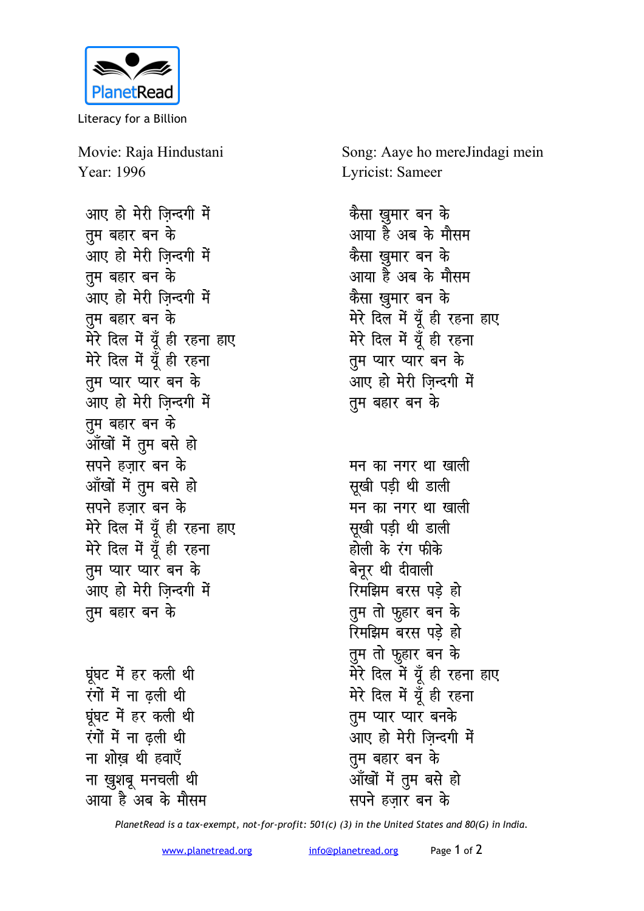PlanetRead

Literacy for a Billion

Movie: Raja Hindustani
Year: 1996

Song: Aaye ho mereJindagi mein
Lyricist: Sameer

आए हो मेरी ज़िन्दगी में
तुम बहार बन के
आए हो मेरी ज़िन्दगी में
तुम बहार बन के
आए हो मेरी ज़िन्दगी में
तुम बहार बन के
मेरे दिल में यूँ ही रहना हाए
मेरे दिल में यूँ ही रहना
तुम प्यार प्यार बन के
आए हो मेरी ज़िन्दगी में
तुम बहार बन के
आँखों में तुम बसे हो
सपने हज़ार बन के
आँखों में तुम बसे हो
सपने हज़ार बन के
मेरे दिल में यूँ ही रहना हाए
मेरे दिल में यूँ ही रहना
तुम प्यार प्यार बन के
आए हो मेरी ज़िन्दगी में
तुम बहार बन के

घूंघट में हर कली थी
रंगों में ना ढ़ली थी
घूंघट में हर कली थी
रंगों में ना ढ़ली थी
ना शोख़ थी हवाएँ
ना ख़ुशबू मनचली थी
आया है अब के मौसम
कैसा ख़ुमार बन के
आया है अब के मौसम
कैसा ख़ुमार बन के
आया है अब के मौसम
कैसा ख़ुमार बन के
मेरे दिल में यूँ ही रहना हाए
मेरे दिल में यूँ ही रहना
तुम प्यार प्यार बन के
आए हो मेरी ज़िन्दगी में
तुम बहार बन के

मन का नगर था खाली
सूखी पड़ी थी डाली
मन का नगर था खाली
सूखी पड़ी थी डाली
होली के रंग फीके
बेनूर थी दीवाली
रिमझिम बरस पड़े हो
तुम तो फ़ुहार बन के
रिमझिम बरस पड़े हो
तुम तो फ़ुहार बन के
मेरे दिल में यूँ ही रहना हाए
मेरे दिल में यूँ ही रहना
तुम प्यार प्यार बनके
आए हो मेरी ज़िन्दगी में
तुम बहार बन के
आँखों में तुम बसे हो
सपने हज़ार बन के

*PlanetRead is a tax-exempt, not-for-profit: 501(c) (3) in the United States and 80(G) in India.*

www.planetread.org    info@planetread.org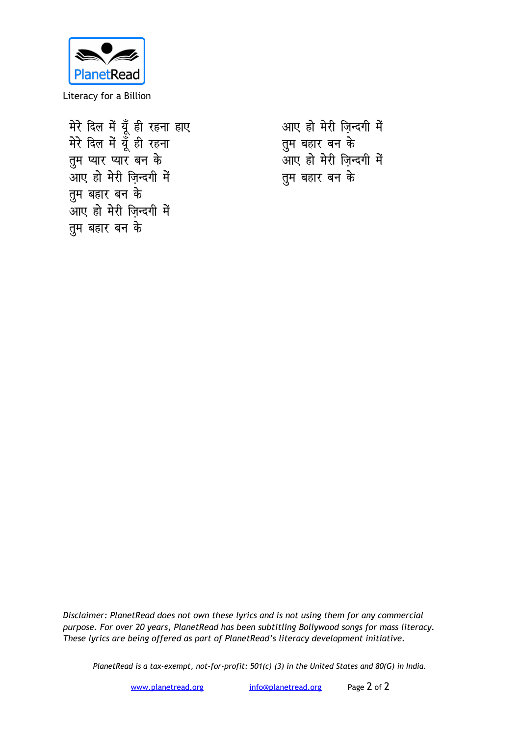Literacy for a Billion

मेरे दिल में यूँ ही रहना हाए
मेरे दिल में यूँ ही रहना
तुम प्यार प्यार बन के
आए हो मेरी ज़िन्दगी में
तुम बहार बन के
आए हो मेरी ज़िन्दगी में
तुम बहार बन के

आए हो मेरी ज़िन्दगी में
तुम बहार बन के
आए हो मेरी ज़िन्दगी में
तुम बहार बन के

*Disclaimer: PlanetRead does not own these lyrics and is not using them for any commercial purpose. For over 20 years, PlanetRead has been subtitling Bollywood songs for mass literacy. These lyrics are being offered as part of PlanetRead's literacy development initiative.*

*PlanetRead is a tax-exempt, not-for-profit: 501(c) (3) in the United States and 80(G) in India.*

www.planetread.org info@planetread.org